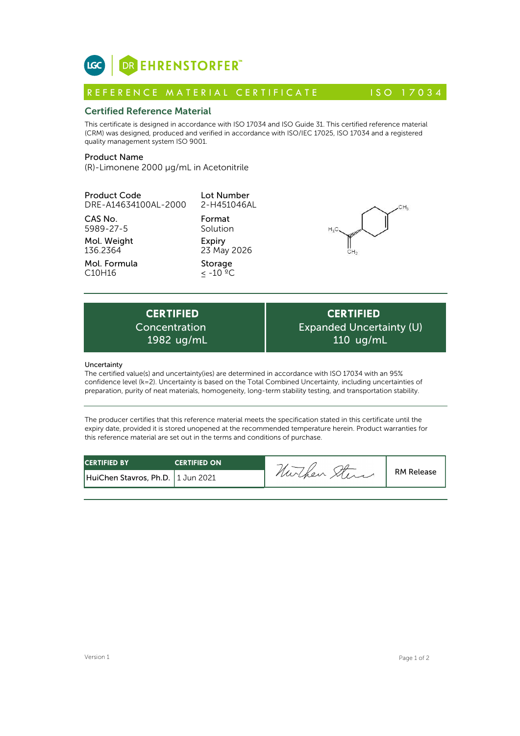# DR EHRENSTORFER™

## REFERENCE MATERIAL CERTIFICATE ISO 17034

### Certified Reference Material

This certificate is designed in accordance with ISO 17034 and ISO Guide 31. This certified reference material (CRM) was designed, produced and verified in accordance with ISO/IEC 17025, ISO 17034 and a registered quality management system ISO 9001.

**Product Name**
(R)-Limonene 2000 µg/mL in Acetonitrile

**Product Code**
DRE-A14634100AL-2000

**Lot Number**
2-H451046AL

**CAS No.**
5989-27-5

**Format**
Solution

**Mol. Weight**
136.2364

**Expiry**
23 May 2026

**Mol. Formula**
C10H16

**Storage**
≤ -10 ºC

| CERTIFIED Concentration | CERTIFIED Expanded Uncertainty (U) |
| --- | --- |
| 1982 ug/mL | 110 ug/mL |

**Uncertainty**
The certified value(s) and uncertainty(ies) are determined in accordance with ISO 17034 with an 95% confidence level (k=2). Uncertainty is based on the Total Combined Uncertainty, including uncertainties of preparation, purity of neat materials, homogeneity, long-term stability testing, and transportation stability.

The producer certifies that this reference material meets the specification stated in this certificate until the expiry date, provided it is stored unopened at the recommended temperature herein. Product warranties for this reference material are set out in the terms and conditions of purchase.

| CERTIFIED BY | CERTIFIED ON | | |
| --- | --- | --- | --- |
| HuiChen Stavros, Ph.D. | 1 Jun 2021 | HuiChen Stavros | RM Release |

Version 1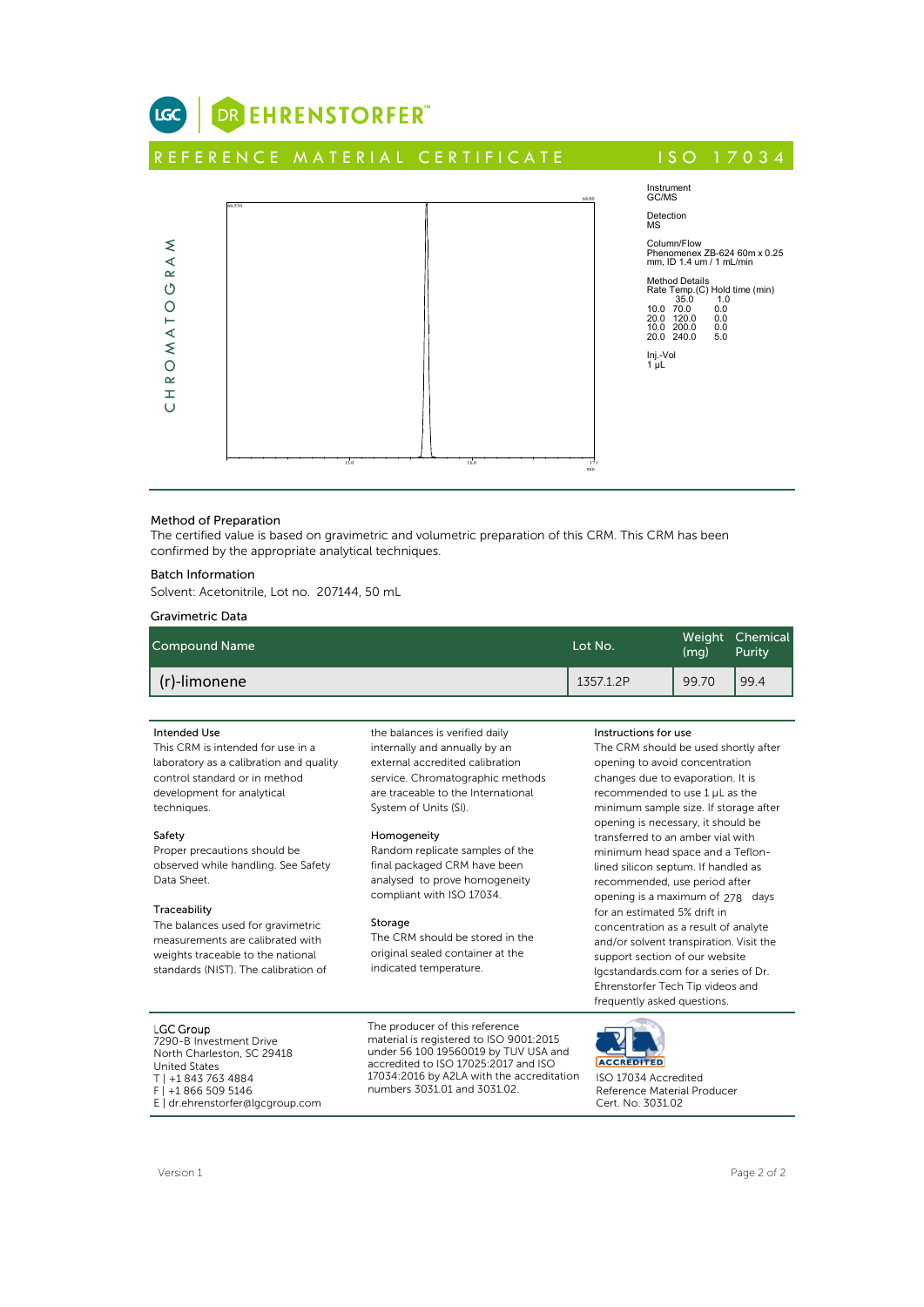# REFERENCE MATERIAL CERTIFICATE ISO 17034

## CHROMATOGRAM

66,530

60.00

15.0

16.0

17.1
min

Instrument
GC/MS

Detection
MS

Column/Flow
Phenomenex ZB-624 60m x 0.25 mm, ID 1.4 um / 1 mL/min

Method Details

| Rate | Temp.(C) | Hold time (min) |
|---|---|---|
| | 35.0 | 1.0 |
| 10.0 | 70.0 | 0.0 |
| 20.0 | 120.0 | 0.0 |
| 10.0 | 200.0 | 0.0 |
| 20.0 | 240.0 | 5.0 |

Inj.-Vol
1 µL

### Method of Preparation

The certified value is based on gravimetric and volumetric preparation of this CRM. This CRM has been confirmed by the appropriate analytical techniques.

### Batch Information

Solvent: Acetonitrile, Lot no. 207144, 50 mL

### Gravimetric Data

| Compound Name | Lot No. | Weight (mg) | Chemical Purity |
|---|---|---|---|
| (r)-limonene | 1357.1.2P | 99.70 | 99.4 |

### Intended Use

This CRM is intended for use in a laboratory as a calibration and quality control standard or in method development for analytical techniques.

### Safety

Proper precautions should be observed while handling. See Safety Data Sheet.

### Traceability

The balances used for gravimetric measurements are calibrated with weights traceable to the national standards (NIST). The calibration of the balances is verified daily internally and annually by an external accredited calibration service. Chromatographic methods are traceable to the International System of Units (SI).

### Homogeneity

Random replicate samples of the final packaged CRM have been analysed to prove homogeneity compliant with ISO 17034.

### Storage

The CRM should be stored in the original sealed container at the indicated temperature.

### Instructions for use

The CRM should be used shortly after opening to avoid concentration changes due to evaporation. It is recommended to use 1 µL as the minimum sample size. If storage after opening is necessary, it should be transferred to an amber vial with minimum head space and a Teflon-lined silicon septum. If handled as recommended, use period after opening is a maximum of 278 days for an estimated 5% drift in concentration as a result of analyte and/or solvent transpiration. Visit the support section of our website lgcstandards.com for a series of Dr. Ehrenstorfer Tech Tip videos and frequently asked questions.

LGC Group
7290-B Investment Drive
North Charleston, SC 29418
United States
T | +1 843 763 4884
F | +1 866 509 5146
E | dr.ehrenstorfer@lgcgroup.com

The producer of this reference material is registered to ISO 9001:2015 under 56 100 19560019 by TUV USA and accredited to ISO 17025:2017 and ISO 17034:2016 by A2LA with the accreditation numbers 3031.01 and 3031.02.

ACCREDITED

ISO 17034 Accredited Reference Material Producer
Cert. No. 3031.02

Version 1